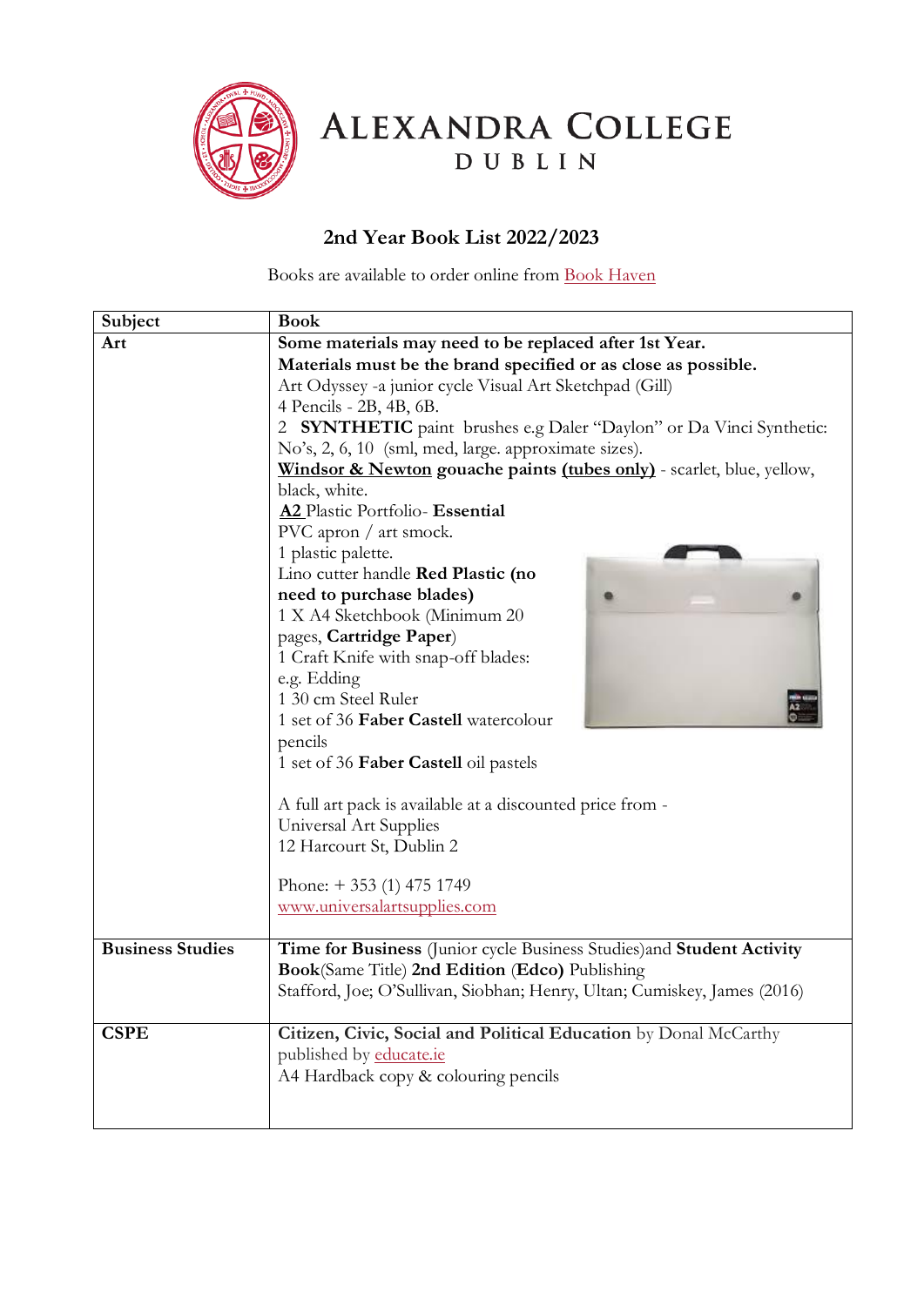# Alexandra College
## Dublin

## 2nd Year Book List 2022/2023

Books are available to order online from Book Haven

| Subject | Book |
|---|---|
| **Art** | **Some materials may need to be replaced after 1st Year.**<br>**Materials must be the brand specified or as close as possible.**<br>Art Odyssey -a junior cycle Visual Art Sketchpad (Gill)<br>4 Pencils - 2B, 4B, 6B.<br>2 **SYNTHETIC** paint brushes e.g Daler "Daylon" or Da Vinci Synthetic: No's, 2, 6, 10 (sml, med, large. approximate sizes).<br>**Windsor & Newton gouache paints (tubes only)** - scarlet, blue, yellow, black, white.<br>**A2** Plastic Portfolio- **Essential**<br>PVC apron / art smock.<br>1 plastic palette.<br>Lino cutter handle **Red Plastic (no need to purchase blades)**<br>1 X A4 Sketchbook (Minimum 20 pages, **Cartridge Paper**)<br>1 Craft Knife with snap-off blades: e.g. Edding<br>1 30 cm Steel Ruler<br>1 set of 36 **Faber Castell** watercolour pencils<br>1 set of 36 **Faber Castell** oil pastels<br><br>A full art pack is available at a discounted price from - Universal Art Supplies<br>12 Harcourt St, Dublin 2<br><br>Phone: + 353 (1) 475 1749<br>www.universalartsupplies.com |
| **Business Studies** | **Time for Business** (Junior cycle Business Studies)and **Student Activity Book**(Same Title) **2nd Edition** (**Edco)** Publishing<br>Stafford, Joe; O'Sullivan, Siobhan; Henry, Ultan; Cumiskey, James (2016) |
| **CSPE** | **Citizen, Civic, Social and Political Education** by Donal McCarthy published by educate.ie<br>A4 Hardback copy & colouring pencils |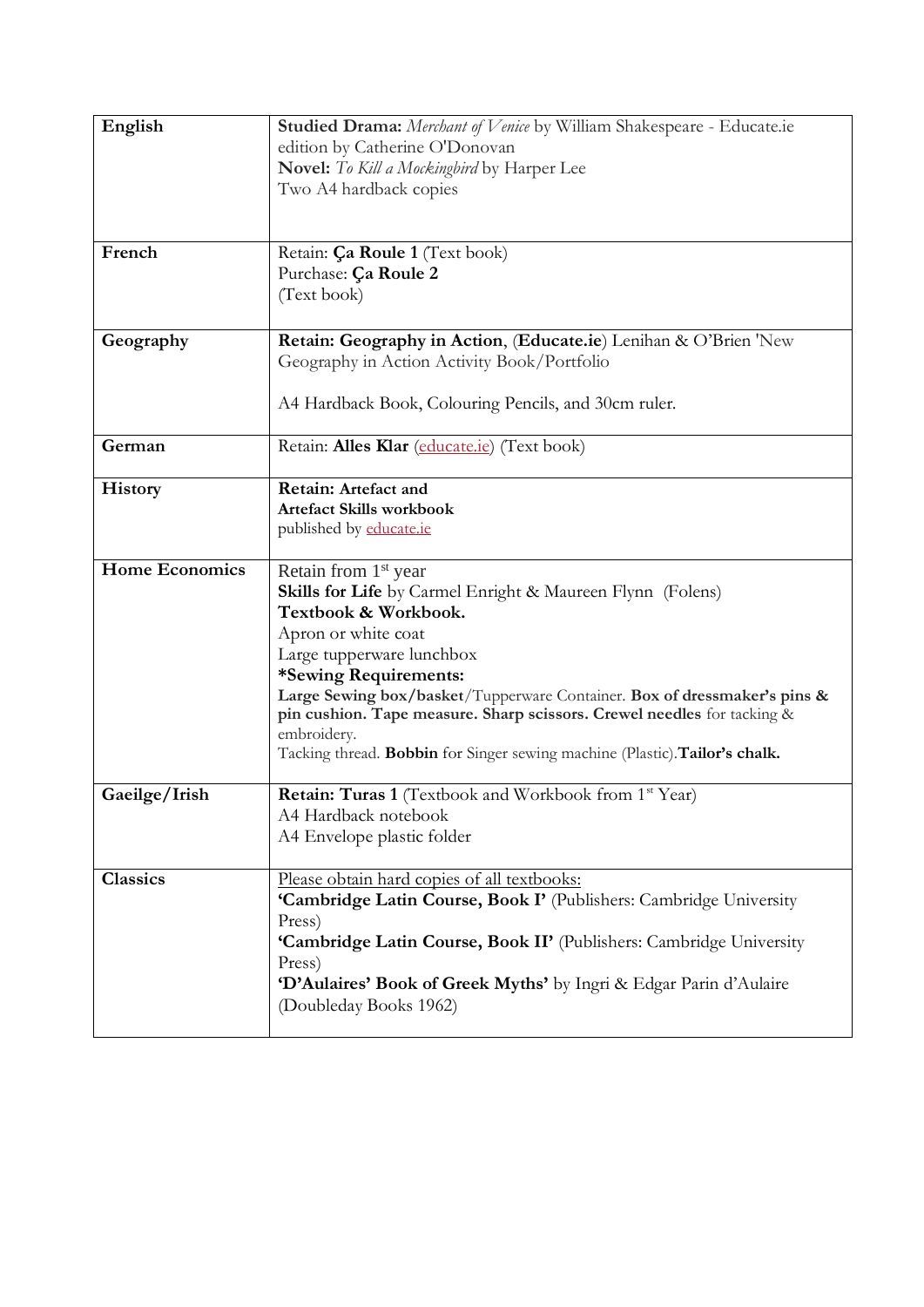| English | **Studied Drama:** *Merchant of Venice* by William Shakespeare - Educate.ie edition by Catherine O'Donovan<br>**Novel:** *To Kill a Mockingbird* by Harper Lee<br>Two A4 hardback copies |
|---|---|
| **French** | Retain: **Ça Roule 1** (Text book)<br>Purchase: **Ça Roule 2**<br>(Text book) |
| **Geography** | **Retain: Geography in Action**, (**Educate.ie**) Lenihan & O'Brien 'New Geography in Action Activity Book/Portfolio<br><br>A4 Hardback Book, Colouring Pencils, and 30cm ruler. |
| **German** | Retain: **Alles Klar** (educate.ie) (Text book) |
| **History** | **Retain: Artefact and**<br>**Artefact Skills workbook**<br>published by educate.ie |
| **Home Economics** | Retain from 1st year<br>**Skills for Life** by Carmel Enright & Maureen Flynn (Folens)<br>**Textbook & Workbook.**<br>Apron or white coat<br>Large tupperware lunchbox<br>***Sewing Requirements:**<br>**Large Sewing box/basket**/Tupperware Container. **Box of dressmaker's pins & pin cushion. Tape measure. Sharp scissors. Crewel needles** for tacking & embroidery.<br>Tacking thread. **Bobbin** for Singer sewing machine (Plastic).**Tailor's chalk.** |
| **Gaeilge/Irish** | **Retain: Turas 1** (Textbook and Workbook from 1st Year)<br>A4 Hardback notebook<br>A4 Envelope plastic folder |
| **Classics** | Please obtain hard copies of all textbooks:<br>**'Cambridge Latin Course, Book I'** (Publishers: Cambridge University Press)<br>**'Cambridge Latin Course, Book II'** (Publishers: Cambridge University Press)<br>**'D'Aulaires' Book of Greek Myths'** by Ingri & Edgar Parin d'Aulaire (Doubleday Books 1962) |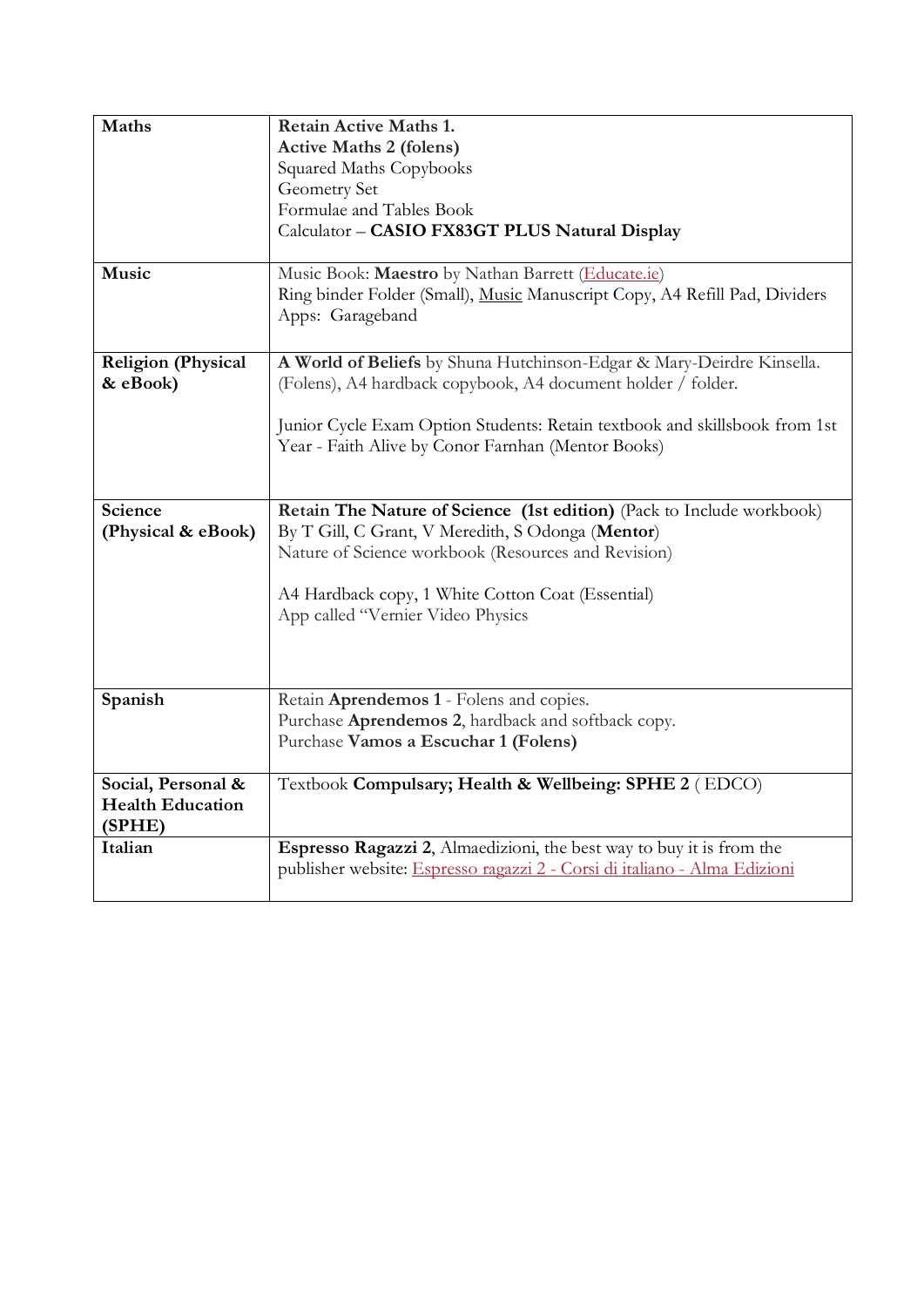| | |
|---|---|
| **Maths** | **Retain Active Maths 1.**<br>**Active Maths 2 (folens)**<br>Squared Maths Copybooks<br>Geometry Set<br>Formulae and Tables Book<br>Calculator – **CASIO FX83GT PLUS Natural Display** |
| **Music** | Music Book: **Maestro** by Nathan Barrett (Educate.ie)<br>Ring binder Folder (Small), Music Manuscript Copy, A4 Refill Pad, Dividers<br>Apps: Garageband |
| **Religion (Physical & eBook)** | **A World of Beliefs** by Shuna Hutchinson-Edgar & Mary-Deirdre Kinsella. (Folens), A4 hardback copybook, A4 document holder / folder.<br><br>Junior Cycle Exam Option Students: Retain textbook and skillsbook from 1st Year - Faith Alive by Conor Farnhan (Mentor Books) |
| **Science (Physical & eBook)** | **Retain The Nature of Science (1st edition)** (Pack to Include workbook)<br>By T Gill, C Grant, V Meredith, S Odonga (**Mentor**)<br>Nature of Science workbook (Resources and Revision)<br><br>A4 Hardback copy, 1 White Cotton Coat (Essential)<br>App called "Vernier Video Physics |
| **Spanish** | Retain **Aprendemos 1** - Folens and copies.<br>Purchase **Aprendemos 2**, hardback and softback copy.<br>Purchase **Vamos a Escuchar 1 (Folens)** |
| **Social, Personal & Health Education (SPHE)** | Textbook **Compulsary; Health & Wellbeing: SPHE 2** ( EDCO) |
| **Italian** | **Espresso Ragazzi 2**, Almaedizioni, the best way to buy it is from the publisher website: Espresso ragazzi 2 - Corsi di italiano - Alma Edizioni |